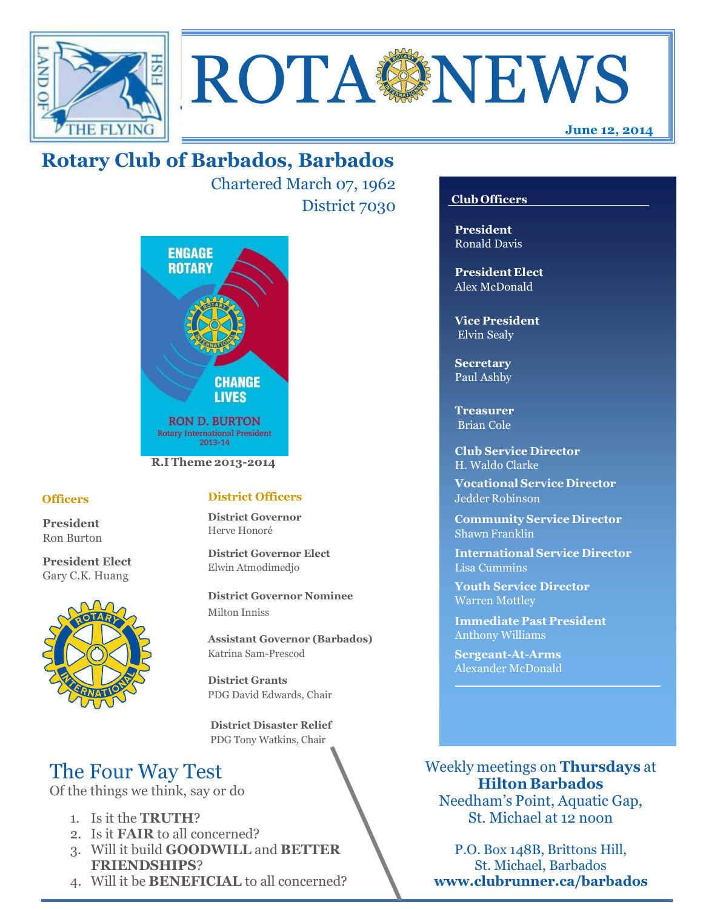# ROTA NEWS

**June 12, 2014**

## Rotary Club of Barbados, Barbados

Chartered March 07, 1962

District 7030

ENGAGE ROTARY CHANGE LIVES

RON D. BURTON
Rotary International President 2013-14

**R.I Theme 2013-2014**

### Officers

**President**
Ron Burton

**President Elect**
Gary C.K. Huang

### District Officers

**District Governor**
Herve Honoré

**District Governor Elect**
Elwin Atmodimedjo

**District Governor Nominee**
Milton Inniss

**Assistant Governor (Barbados)**
Katrina Sam-Prescod

**District Grants**
PDG David Edwards, Chair

**District Disaster Relief**
PDG Tony Watkins, Chair

### Club Officers

**President**
Ronald Davis

**President Elect**
Alex McDonald

**Vice President**
Elvin Sealy

**Secretary**
Paul Ashby

**Treasurer**
Brian Cole

**Club Service Director**
H. Waldo Clarke

**Vocational Service Director**
Jedder Robinson

**Community Service Director**
Shawn Franklin

**International Service Director**
Lisa Cummins

**Youth Service Director**
Warren Mottley

**Immediate Past President**
Anthony Williams

**Sergeant-At-Arms**
Alexander McDonald

## The Four Way Test

Of the things we think, say or do

1. Is it the **TRUTH**?
2. Is it **FAIR** to all concerned?
3. Will it build **GOODWILL** and **BETTER FRIENDSHIPS**?
4. Will it be **BENEFICIAL** to all concerned?

Weekly meetings on **Thursdays** at **Hilton Barbados**
Needham's Point, Aquatic Gap, St. Michael at 12 noon

P.O. Box 148B, Brittons Hill, St. Michael, Barbados
**www.clubrunner.ca/barbados**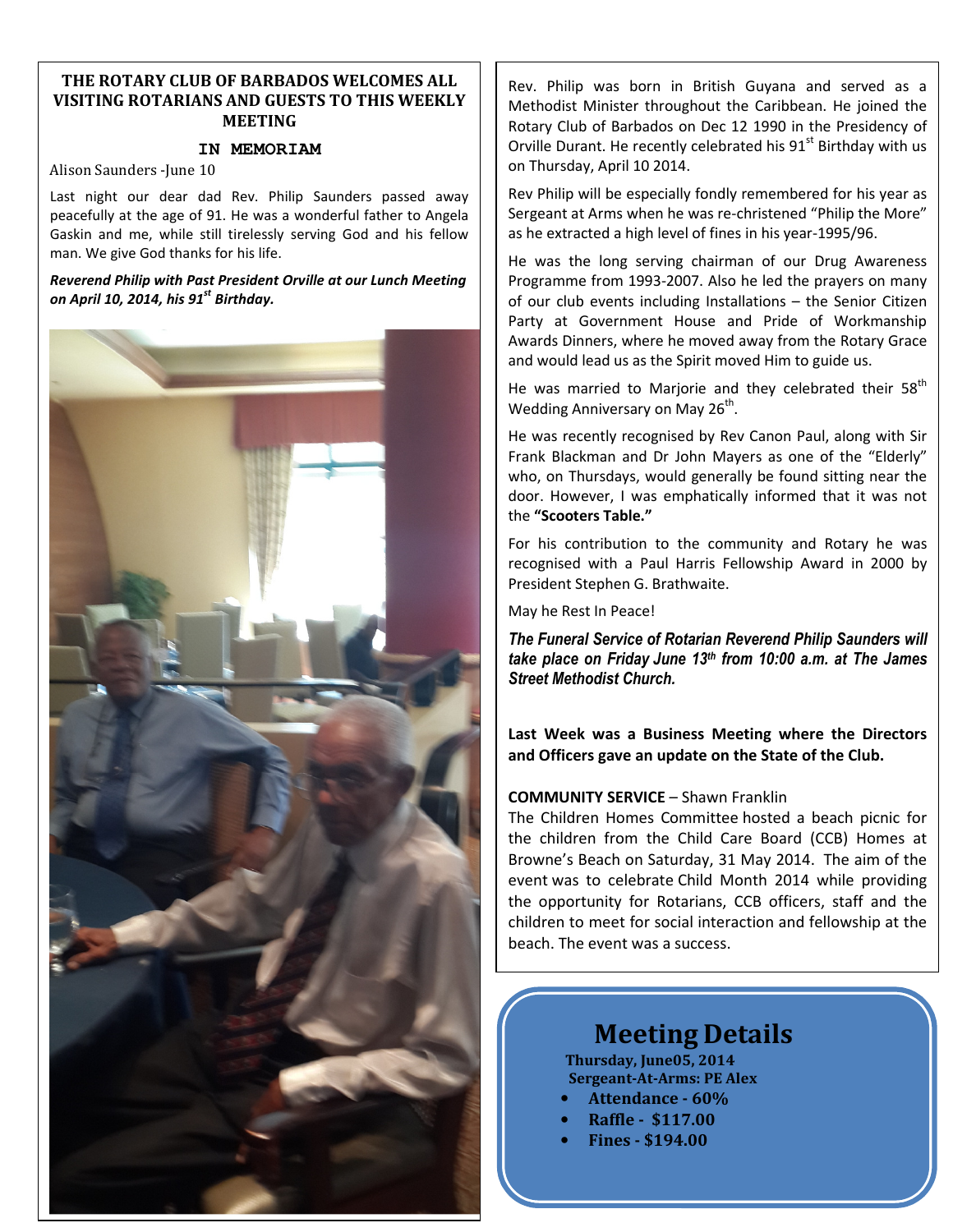**THE ROTARY CLUB OF BARBADOS WELCOMES ALL VISITING ROTARIANS AND GUESTS TO THIS WEEKLY MEETING**

## IN MEMORIAM

Alison Saunders -June 10

Last night our dear dad Rev. Philip Saunders passed away peacefully at the age of 91. He was a wonderful father to Angela Gaskin and me, while still tirelessly serving God and his fellow man. We give God thanks for his life.

***Reverend Philip with Past President Orville at our Lunch Meeting on April 10, 2014, his 91st Birthday.***

Rev. Philip was born in British Guyana and served as a Methodist Minister throughout the Caribbean. He joined the Rotary Club of Barbados on Dec 12 1990 in the Presidency of Orville Durant. He recently celebrated his 91st Birthday with us on Thursday, April 10 2014.

Rev Philip will be especially fondly remembered for his year as Sergeant at Arms when he was re-christened "Philip the More" as he extracted a high level of fines in his year-1995/96.

He was the long serving chairman of our Drug Awareness Programme from 1993-2007. Also he led the prayers on many of our club events including Installations – the Senior Citizen Party at Government House and Pride of Workmanship Awards Dinners, where he moved away from the Rotary Grace and would lead us as the Spirit moved Him to guide us.

He was married to Marjorie and they celebrated their 58th Wedding Anniversary on May 26th.

He was recently recognised by Rev Canon Paul, along with Sir Frank Blackman and Dr John Mayers as one of the "Elderly" who, on Thursdays, would generally be found sitting near the door. However, I was emphatically informed that it was not the **"Scooters Table."**

For his contribution to the community and Rotary he was recognised with a Paul Harris Fellowship Award in 2000 by President Stephen G. Brathwaite.

May he Rest In Peace!

***The Funeral Service of Rotarian Reverend Philip Saunders will take place on Friday June 13th from 10:00 a.m. at The James Street Methodist Church.***

**Last Week was a Business Meeting where the Directors and Officers gave an update on the State of the Club.**

**COMMUNITY SERVICE** – Shawn Franklin

The Children Homes Committee hosted a beach picnic for the children from the Child Care Board (CCB) Homes at Browne's Beach on Saturday, 31 May 2014. The aim of the event was to celebrate Child Month 2014 while providing the opportunity for Rotarians, CCB officers, staff and the children to meet for social interaction and fellowship at the beach. The event was a success.

## Meeting Details

**Thursday, June05, 2014**
**Sergeant-At-Arms: PE Alex**

- **Attendance - 60%**
- **Raffle - $117.00**
- **Fines - $194.00**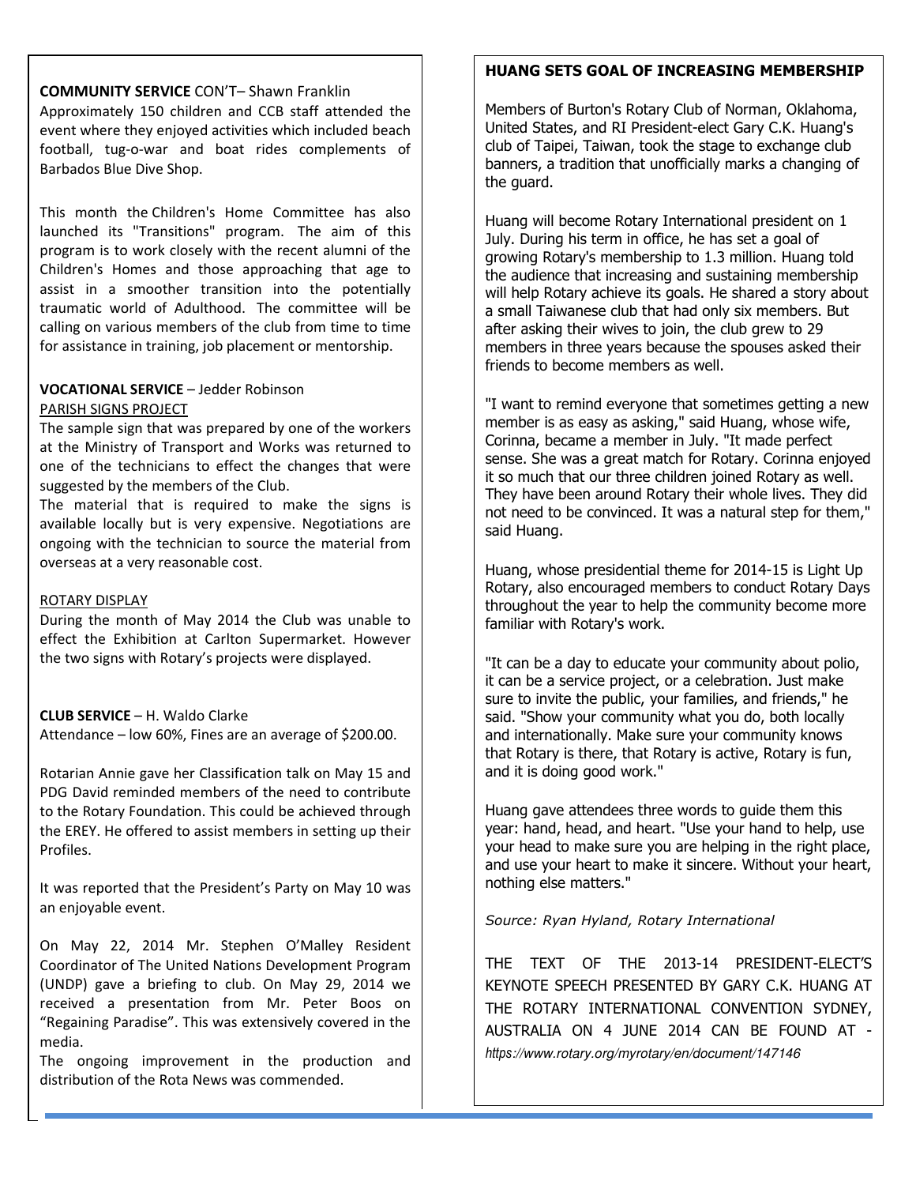**COMMUNITY SERVICE** CON'T– Shawn Franklin

Approximately 150 children and CCB staff attended the event where they enjoyed activities which included beach football, tug-o-war and boat rides complements of Barbados Blue Dive Shop.

This month the Children's Home Committee has also launched its "Transitions" program. The aim of this program is to work closely with the recent alumni of the Children's Homes and those approaching that age to assist in a smoother transition into the potentially traumatic world of Adulthood. The committee will be calling on various members of the club from time to time for assistance in training, job placement or mentorship.

**VOCATIONAL SERVICE** – Jedder Robinson

PARISH SIGNS PROJECT

The sample sign that was prepared by one of the workers at the Ministry of Transport and Works was returned to one of the technicians to effect the changes that were suggested by the members of the Club.

The material that is required to make the signs is available locally but is very expensive. Negotiations are ongoing with the technician to source the material from overseas at a very reasonable cost.

ROTARY DISPLAY

During the month of May 2014 the Club was unable to effect the Exhibition at Carlton Supermarket. However the two signs with Rotary's projects were displayed.

**CLUB SERVICE** – H. Waldo Clarke

Attendance – low 60%, Fines are an average of $200.00.

Rotarian Annie gave her Classification talk on May 15 and PDG David reminded members of the need to contribute to the Rotary Foundation. This could be achieved through the EREY. He offered to assist members in setting up their Profiles.

It was reported that the President's Party on May 10 was an enjoyable event.

On May 22, 2014 Mr. Stephen O'Malley Resident Coordinator of The United Nations Development Program (UNDP) gave a briefing to club. On May 29, 2014 we received a presentation from Mr. Peter Boos on "Regaining Paradise". This was extensively covered in the media.

The ongoing improvement in the production and distribution of the Rota News was commended.

**HUANG SETS GOAL OF INCREASING MEMBERSHIP**

Members of Burton's Rotary Club of Norman, Oklahoma, United States, and RI President-elect Gary C.K. Huang's club of Taipei, Taiwan, took the stage to exchange club banners, a tradition that unofficially marks a changing of the guard.

Huang will become Rotary International president on 1 July. During his term in office, he has set a goal of growing Rotary's membership to 1.3 million. Huang told the audience that increasing and sustaining membership will help Rotary achieve its goals. He shared a story about a small Taiwanese club that had only six members. But after asking their wives to join, the club grew to 29 members in three years because the spouses asked their friends to become members as well.

"I want to remind everyone that sometimes getting a new member is as easy as asking," said Huang, whose wife, Corinna, became a member in July. "It made perfect sense. She was a great match for Rotary. Corinna enjoyed it so much that our three children joined Rotary as well. They have been around Rotary their whole lives. They did not need to be convinced. It was a natural step for them," said Huang.

Huang, whose presidential theme for 2014-15 is Light Up Rotary, also encouraged members to conduct Rotary Days throughout the year to help the community become more familiar with Rotary's work.

"It can be a day to educate your community about polio, it can be a service project, or a celebration. Just make sure to invite the public, your families, and friends," he said. "Show your community what you do, both locally and internationally. Make sure your community knows that Rotary is there, that Rotary is active, Rotary is fun, and it is doing good work."

Huang gave attendees three words to guide them this year: hand, head, and heart. "Use your hand to help, use your head to make sure you are helping in the right place, and use your heart to make it sincere. Without your heart, nothing else matters."

*Source: Ryan Hyland, Rotary International*

THE TEXT OF THE 2013-14 PRESIDENT-ELECT'S KEYNOTE SPEECH PRESENTED BY GARY C.K. HUANG AT THE ROTARY INTERNATIONAL CONVENTION SYDNEY, AUSTRALIA ON 4 JUNE 2014 CAN BE FOUND AT - *https://www.rotary.org/myrotary/en/document/147146*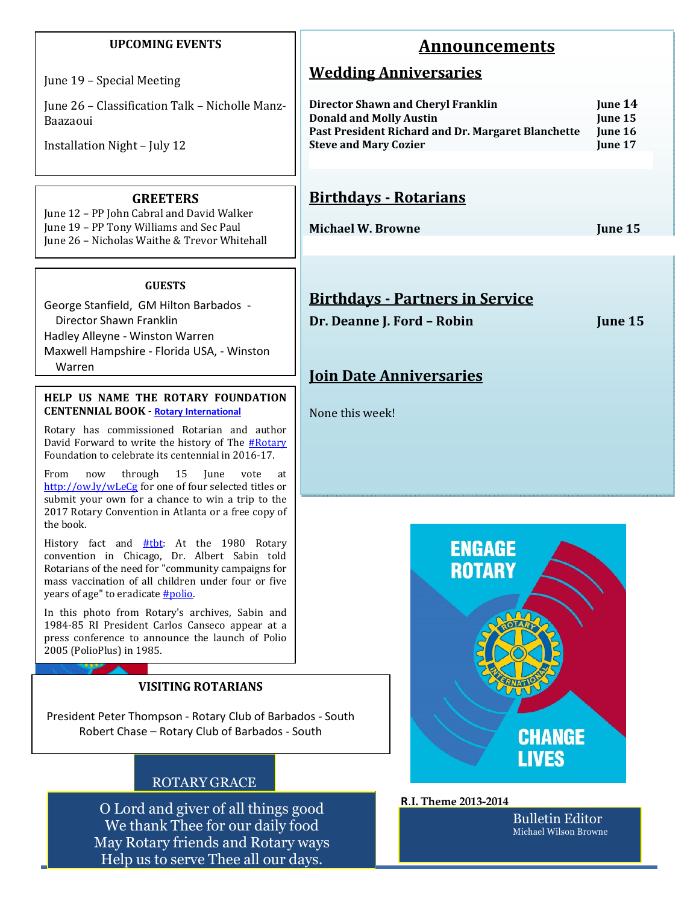**UPCOMING EVENTS**

June 19 – Special Meeting

June 26 – Classification Talk – Nicholle Manz-Baazaoui

Installation Night – July 12

**GREETERS**

June 12 – PP John Cabral and David Walker
June 19 – PP Tony Williams and Sec Paul
June 26 – Nicholas Waithe & Trevor Whitehall

**GUESTS**

George Stanfield, GM Hilton Barbados - Director Shawn Franklin
Hadley Alleyne - Winston Warren
Maxwell Hampshire - Florida USA, - Winston Warren

**HELP US NAME THE ROTARY FOUNDATION CENTENNIAL BOOK - Rotary International**

Rotary has commissioned Rotarian and author David Forward to write the history of The #Rotary Foundation to celebrate its centennial in 2016-17.

From now through 15 June vote at http://ow.ly/wLeCg for one of four selected titles or submit your own for a chance to win a trip to the 2017 Rotary Convention in Atlanta or a free copy of the book.

History fact and #tbt: At the 1980 Rotary convention in Chicago, Dr. Albert Sabin told Rotarians of the need for "community campaigns for mass vaccination of all children under four or five years of age" to eradicate #polio.

In this photo from Rotary's archives, Sabin and 1984-85 RI President Carlos Canseco appear at a press conference to announce the launch of Polio 2005 (PolioPlus) in 1985.

**VISITING ROTARIANS**

President Peter Thompson - Rotary Club of Barbados - South
Robert Chase – Rotary Club of Barbados - South

**ROTARY GRACE**

O Lord and giver of all things good
We thank Thee for our daily food
May Rotary friends and Rotary ways
Help us to serve Thee all our days.

# Announcements

## Wedding Anniversaries

| | |
|---|---|
| **Director Shawn and Cheryl Franklin** | **June 14** |
| **Donald and Molly Austin** | **June 15** |
| **Past President Richard and Dr. Margaret Blanchette** | **June 16** |
| **Steve and Mary Cozier** | **June 17** |

## Birthdays - Rotarians

**Michael W. Browne** — **June 15**

## Birthdays - Partners in Service

**Dr. Deanne J. Ford – Robin** — **June 15**

## Join Date Anniversaries

None this week!

ENGAGE ROTARY

CHANGE LIVES

**R.I. Theme 2013-2014**

Bulletin Editor
Michael Wilson Browne